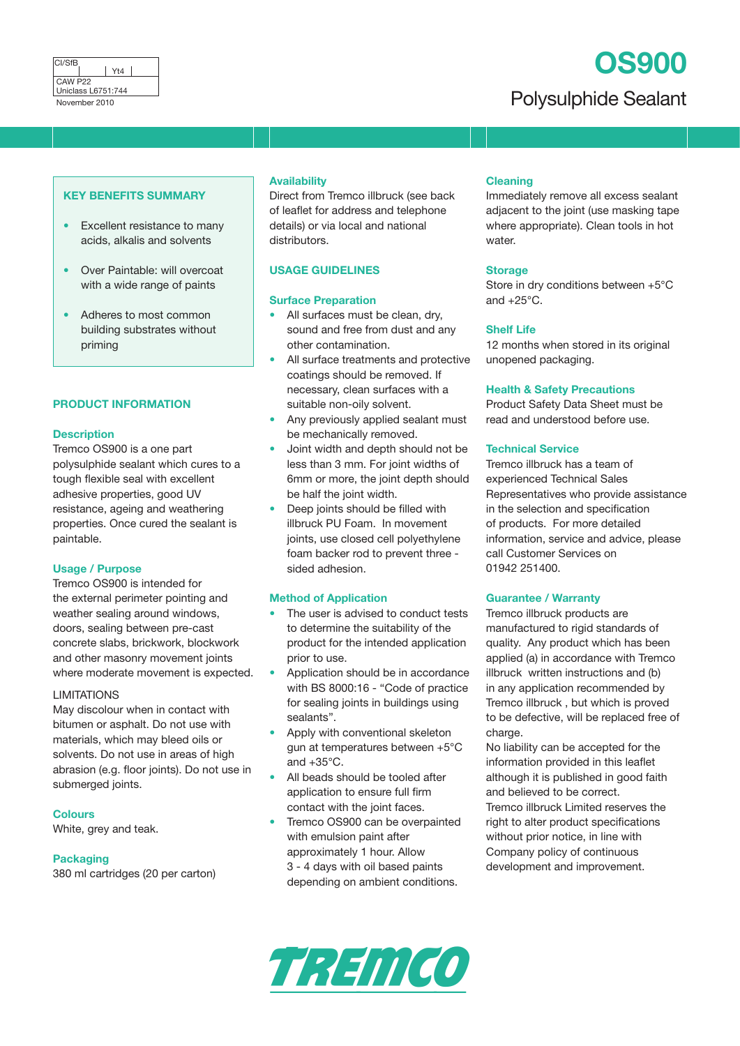| CI/SfB | | Yt4 | |
|---|---|---|---|
| CAW P22 | | | |
| Uniclass L6751:744 | | | |

November 2010

# OS900

## Polysulphide Sealant

### KEY BENEFITS SUMMARY

- Excellent resistance to many acids, alkalis and solvents
- Over Paintable: will overcoat with a wide range of paints
- Adheres to most common building substrates without priming

## PRODUCT INFORMATION

### Description

Tremco OS900 is a one part polysulphide sealant which cures to a tough flexible seal with excellent adhesive properties, good UV resistance, ageing and weathering properties. Once cured the sealant is paintable.

### Usage / Purpose

Tremco OS900 is intended for the external perimeter pointing and weather sealing around windows, doors, sealing between pre-cast concrete slabs, brickwork, blockwork and other masonry movement joints where moderate movement is expected.

LIMITATIONS

May discolour when in contact with bitumen or asphalt. Do not use with materials, which may bleed oils or solvents. Do not use in areas of high abrasion (e.g. floor joints). Do not use in submerged joints.

### Colours

White, grey and teak.

### Packaging

380 ml cartridges (20 per carton)

### Availability

Direct from Tremco illbruck (see back of leaflet for address and telephone details) or via local and national distributors.

## USAGE GUIDELINES

### Surface Preparation

- All surfaces must be clean, dry, sound and free from dust and any other contamination.
- All surface treatments and protective coatings should be removed. If necessary, clean surfaces with a suitable non-oily solvent.
- Any previously applied sealant must be mechanically removed.
- Joint width and depth should not be less than 3 mm. For joint widths of 6mm or more, the joint depth should be half the joint width.
- Deep joints should be filled with illbruck PU Foam. In movement joints, use closed cell polyethylene foam backer rod to prevent three - sided adhesion.

### Method of Application

- The user is advised to conduct tests to determine the suitability of the product for the intended application prior to use.
- Application should be in accordance with BS 8000:16 - “Code of practice for sealing joints in buildings using sealants”.
- Apply with conventional skeleton gun at temperatures between +5°C and +35°C.
- All beads should be tooled after application to ensure full firm contact with the joint faces.
- Tremco OS900 can be overpainted with emulsion paint after approximately 1 hour. Allow 3 - 4 days with oil based paints depending on ambient conditions.

### Cleaning

Immediately remove all excess sealant adjacent to the joint (use masking tape where appropriate). Clean tools in hot water.

### Storage

Store in dry conditions between +5°C and +25°C.

### Shelf Life

12 months when stored in its original unopened packaging.

### Health & Safety Precautions

Product Safety Data Sheet must be read and understood before use.

### Technical Service

Tremco illbruck has a team of experienced Technical Sales Representatives who provide assistance in the selection and specification of products. For more detailed information, service and advice, please call Customer Services on 01942 251400.

### Guarantee / Warranty

Tremco illbruck products are manufactured to rigid standards of quality. Any product which has been applied (a) in accordance with Tremco illbruck written instructions and (b) in any application recommended by Tremco illbruck , but which is proved to be defective, will be replaced free of charge.

No liability can be accepted for the information provided in this leaflet although it is published in good faith and believed to be correct.

Tremco illbruck Limited reserves the right to alter product specifications without prior notice, in line with Company policy of continuous development and improvement.

TREMCO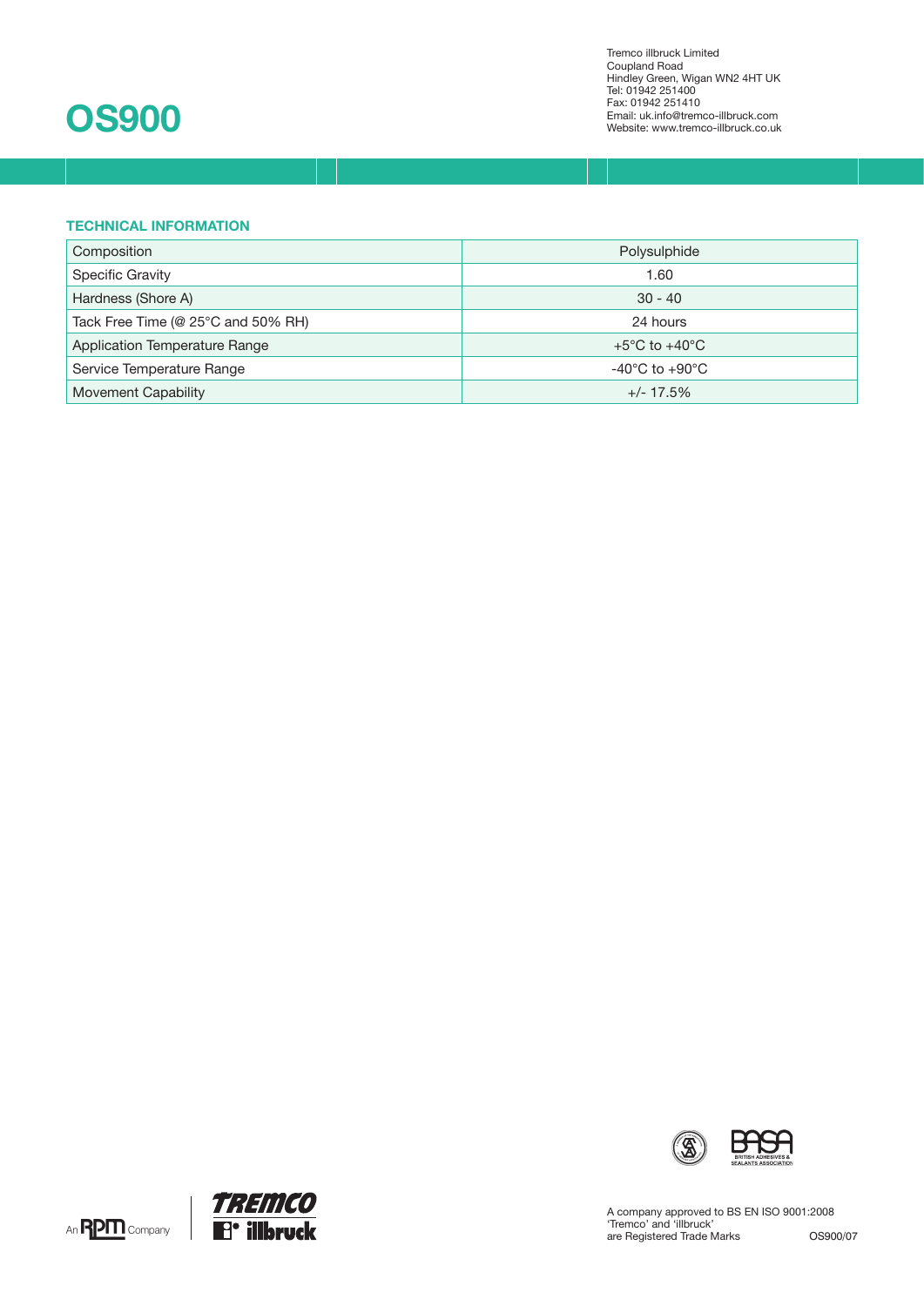# OS900

Tremco illbruck Limited
Coupland Road
Hindley Green, Wigan WN2 4HT UK
Tel: 01942 251400
Fax: 01942 251410
Email: uk.info@tremco-illbruck.com
Website: www.tremco-illbruck.co.uk

## TECHNICAL INFORMATION

| | |
|---|---|
| Composition | Polysulphide |
| Specific Gravity | 1.60 |
| Hardness (Shore A) | 30 - 40 |
| Tack Free Time (@ 25°C and 50% RH) | 24 hours |
| Application Temperature Range | +5°C to +40°C |
| Service Temperature Range | -40°C to +90°C |
| Movement Capability | +/- 17.5% |

BASA
BRITISH ADHESIVES & SEALANTS ASSOCIATION

An RPM Company

TREMCO illbruck

A company approved to BS EN ISO 9001:2008
'Tremco' and 'illbruck'
are Registered Trade Marks

OS900/07